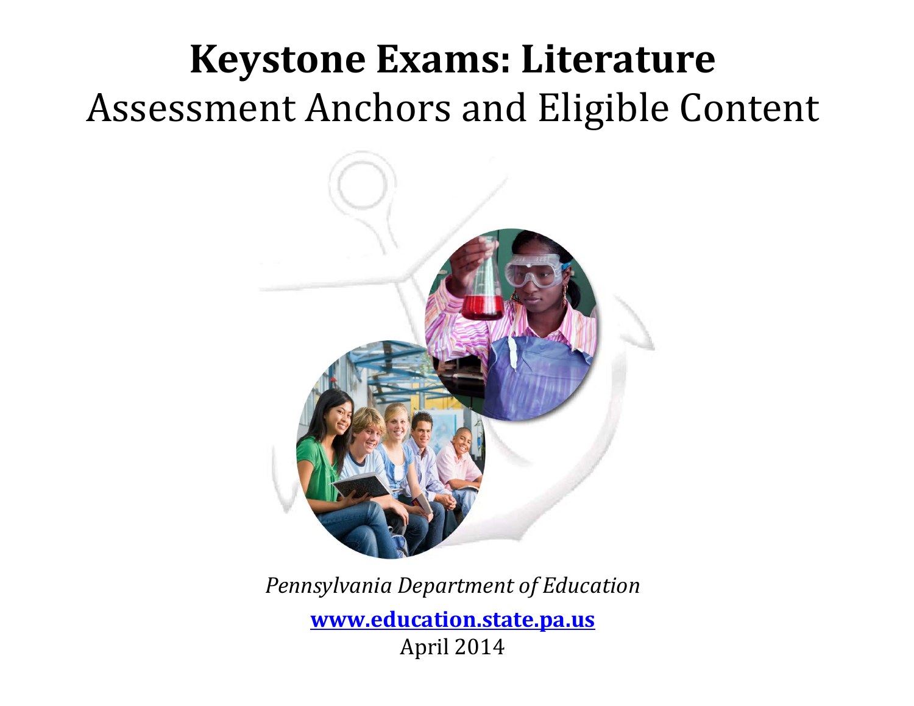# Keystone Exams: Literature

## Assessment Anchors and Eligible Content

*Pennsylvania Department of Education*

**www.education.state.pa.us**

April 2014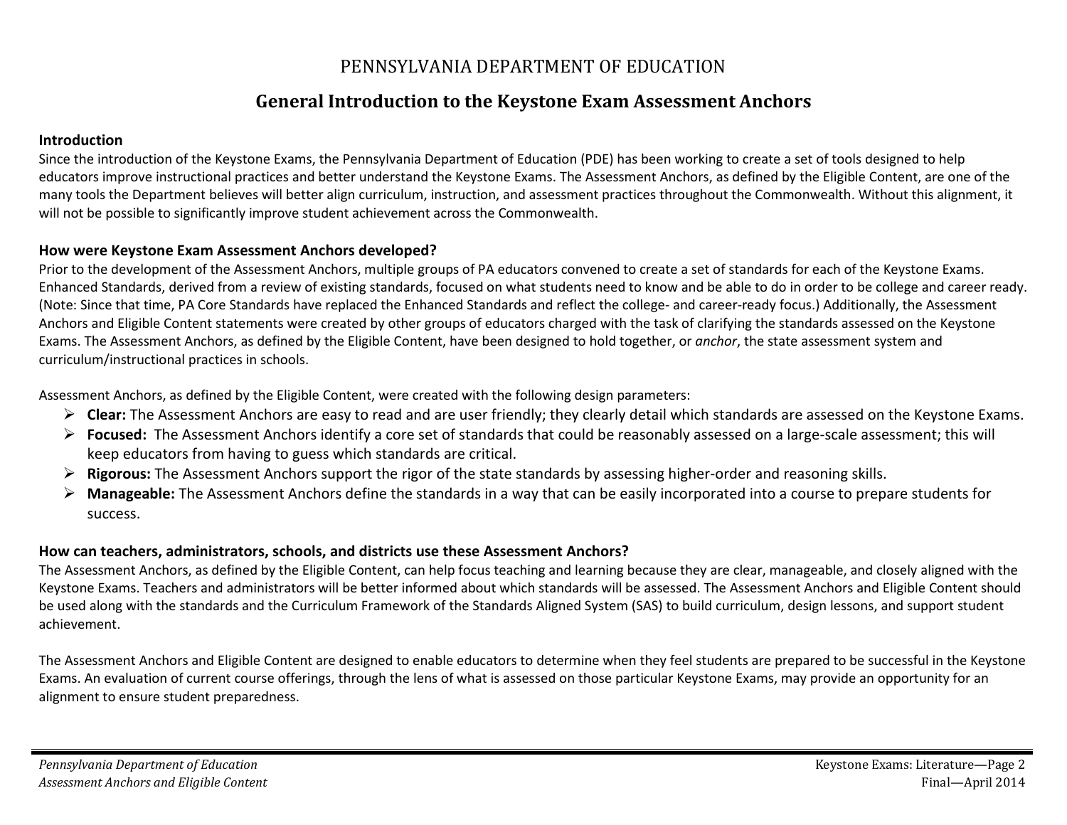# PENNSYLVANIA DEPARTMENT OF EDUCATION

## General Introduction to the Keystone Exam Assessment Anchors

### Introduction

Since the introduction of the Keystone Exams, the Pennsylvania Department of Education (PDE) has been working to create a set of tools designed to help educators improve instructional practices and better understand the Keystone Exams. The Assessment Anchors, as defined by the Eligible Content, are one of the many tools the Department believes will better align curriculum, instruction, and assessment practices throughout the Commonwealth. Without this alignment, it will not be possible to significantly improve student achievement across the Commonwealth.

### How were Keystone Exam Assessment Anchors developed?

Prior to the development of the Assessment Anchors, multiple groups of PA educators convened to create a set of standards for each of the Keystone Exams. Enhanced Standards, derived from a review of existing standards, focused on what students need to know and be able to do in order to be college and career ready. (Note: Since that time, PA Core Standards have replaced the Enhanced Standards and reflect the college- and career-ready focus.) Additionally, the Assessment Anchors and Eligible Content statements were created by other groups of educators charged with the task of clarifying the standards assessed on the Keystone Exams. The Assessment Anchors, as defined by the Eligible Content, have been designed to hold together, or *anchor*, the state assessment system and curriculum/instructional practices in schools.

Assessment Anchors, as defined by the Eligible Content, were created with the following design parameters:

- **Clear:** The Assessment Anchors are easy to read and are user friendly; they clearly detail which standards are assessed on the Keystone Exams.
- **Focused:** The Assessment Anchors identify a core set of standards that could be reasonably assessed on a large-scale assessment; this will keep educators from having to guess which standards are critical.
- **Rigorous:** The Assessment Anchors support the rigor of the state standards by assessing higher-order and reasoning skills.
- **Manageable:** The Assessment Anchors define the standards in a way that can be easily incorporated into a course to prepare students for success.

### How can teachers, administrators, schools, and districts use these Assessment Anchors?

The Assessment Anchors, as defined by the Eligible Content, can help focus teaching and learning because they are clear, manageable, and closely aligned with the Keystone Exams. Teachers and administrators will be better informed about which standards will be assessed. The Assessment Anchors and Eligible Content should be used along with the standards and the Curriculum Framework of the Standards Aligned System (SAS) to build curriculum, design lessons, and support student achievement.

The Assessment Anchors and Eligible Content are designed to enable educators to determine when they feel students are prepared to be successful in the Keystone Exams. An evaluation of current course offerings, through the lens of what is assessed on those particular Keystone Exams, may provide an opportunity for an alignment to ensure student preparedness.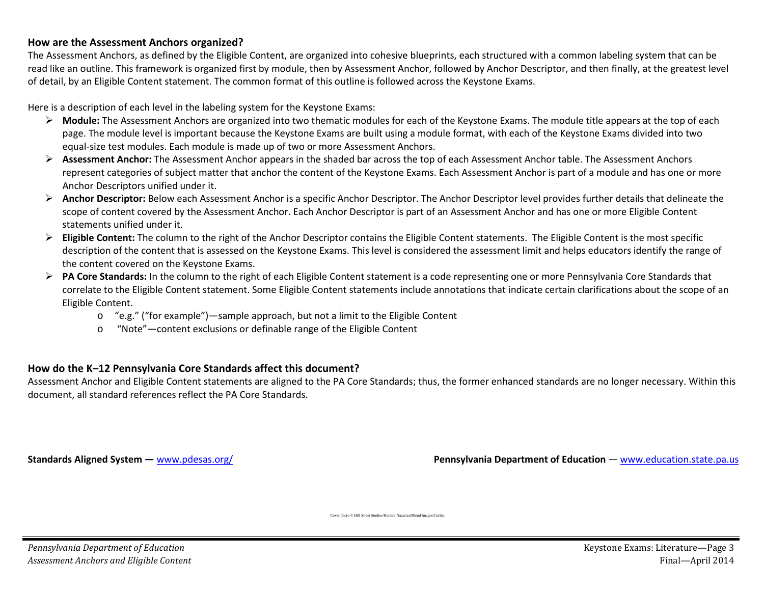## How are the Assessment Anchors organized?

The Assessment Anchors, as defined by the Eligible Content, are organized into cohesive blueprints, each structured with a common labeling system that can be read like an outline. This framework is organized first by module, then by Assessment Anchor, followed by Anchor Descriptor, and then finally, at the greatest level of detail, by an Eligible Content statement. The common format of this outline is followed across the Keystone Exams.

Here is a description of each level in the labeling system for the Keystone Exams:

- **Module:** The Assessment Anchors are organized into two thematic modules for each of the Keystone Exams. The module title appears at the top of each page. The module level is important because the Keystone Exams are built using a module format, with each of the Keystone Exams divided into two equal-size test modules. Each module is made up of two or more Assessment Anchors.
- **Assessment Anchor:** The Assessment Anchor appears in the shaded bar across the top of each Assessment Anchor table. The Assessment Anchors represent categories of subject matter that anchor the content of the Keystone Exams. Each Assessment Anchor is part of a module and has one or more Anchor Descriptors unified under it.
- **Anchor Descriptor:** Below each Assessment Anchor is a specific Anchor Descriptor. The Anchor Descriptor level provides further details that delineate the scope of content covered by the Assessment Anchor. Each Anchor Descriptor is part of an Assessment Anchor and has one or more Eligible Content statements unified under it.
- **Eligible Content:** The column to the right of the Anchor Descriptor contains the Eligible Content statements. The Eligible Content is the most specific description of the content that is assessed on the Keystone Exams. This level is considered the assessment limit and helps educators identify the range of the content covered on the Keystone Exams.
- **PA Core Standards:** In the column to the right of each Eligible Content statement is a code representing one or more Pennsylvania Core Standards that correlate to the Eligible Content statement. Some Eligible Content statements include annotations that indicate certain clarifications about the scope of an Eligible Content.
  - "e.g." ("for example")—sample approach, but not a limit to the Eligible Content
  - "Note"—content exclusions or definable range of the Eligible Content

## How do the K–12 Pennsylvania Core Standards affect this document?

Assessment Anchor and Eligible Content statements are aligned to the PA Core Standards; thus, the former enhanced standards are no longer necessary. Within this document, all standard references reflect the PA Core Standards.

**Standards Aligned System —** www.pdesas.org/

**Pennsylvania Department of Education** — www.education.state.pa.us

Cover photo © Hill Street Studios/Harmik Nazarian/Blend Images/Corbis.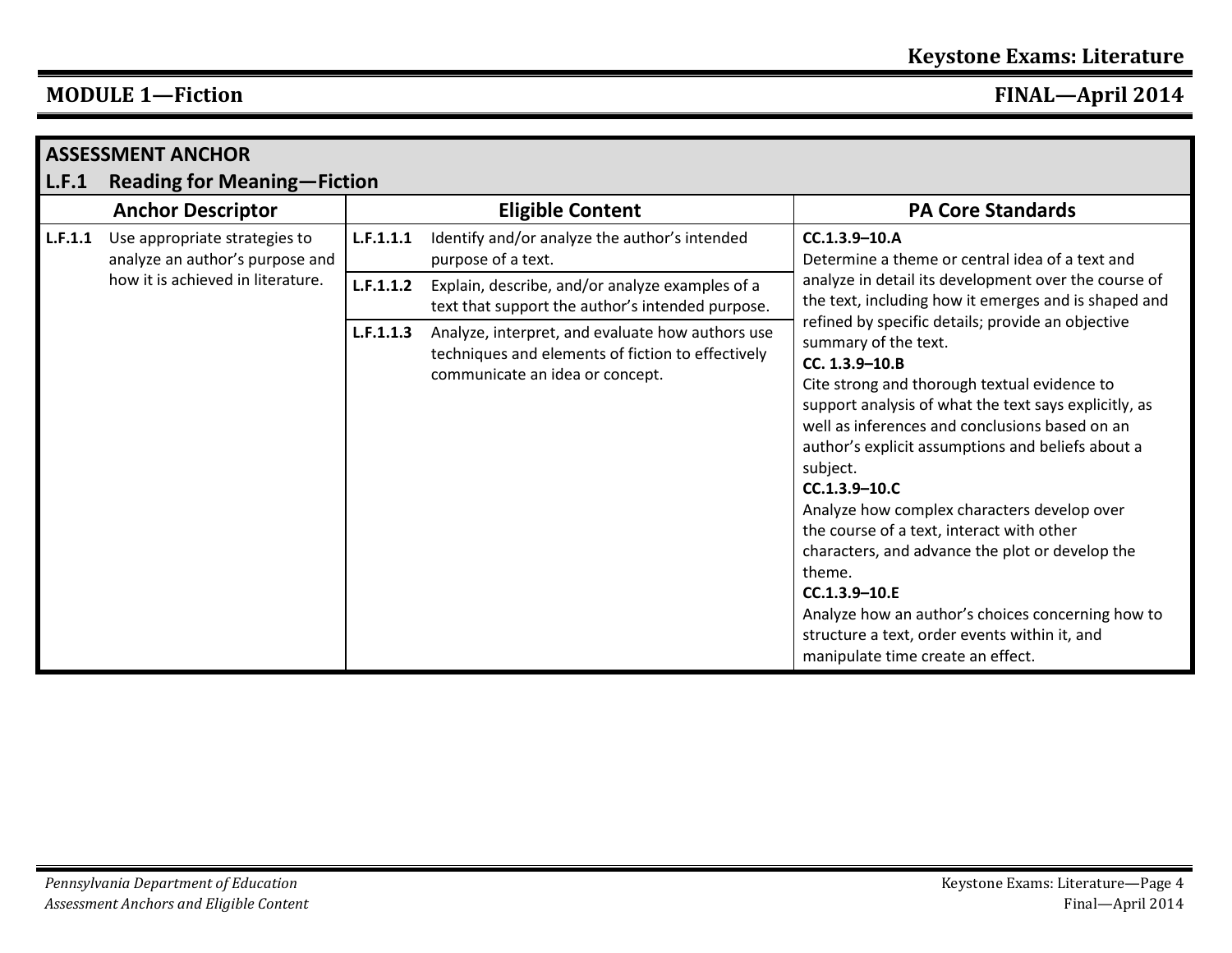## MODULE 1—Fiction

| ASSESSMENT ANCHOR<br>**L.F.1 Reading for Meaning—Fiction** | | |
|---|---|---|
| **Anchor Descriptor** | **Eligible Content** | **PA Core Standards** |
| **L.F.1.1** Use appropriate strategies to analyze an author's purpose and how it is achieved in literature. | **L.F.1.1.1** Identify and/or analyze the author's intended purpose of a text. | **CC.1.3.9–10.A**<br>Determine a theme or central idea of a text and analyze in detail its development over the course of the text, including how it emerges and is shaped and refined by specific details; provide an objective summary of the text.<br>**CC. 1.3.9–10.B**<br>Cite strong and thorough textual evidence to support analysis of what the text says explicitly, as well as inferences and conclusions based on an author's explicit assumptions and beliefs about a subject.<br>**CC.1.3.9–10.C**<br>Analyze how complex characters develop over the course of a text, interact with other characters, and advance the plot or develop the theme.<br>**CC.1.3.9–10.E**<br>Analyze how an author's choices concerning how to structure a text, order events within it, and manipulate time create an effect. |
| | **L.F.1.1.2** Explain, describe, and/or analyze examples of a text that support the author's intended purpose. | |
| | **L.F.1.1.3** Analyze, interpret, and evaluate how authors use techniques and elements of fiction to effectively communicate an idea or concept. | |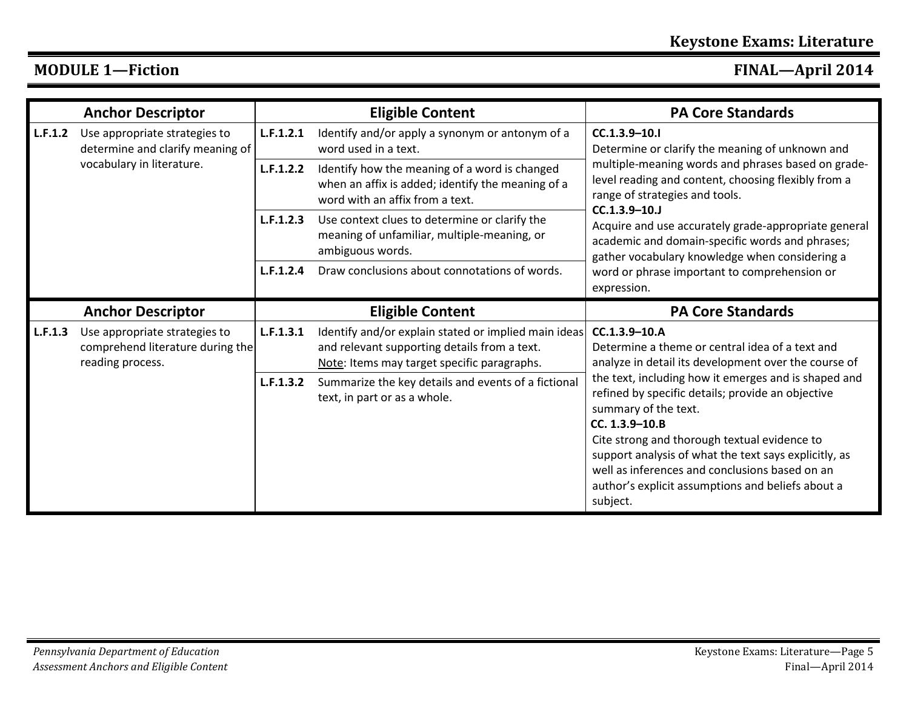## MODULE 1—Fiction

| Anchor Descriptor | | Eligible Content | | PA Core Standards |
|---|---|---|---|---|
| **L.F.1.2** | Use appropriate strategies to determine and clarify meaning of vocabulary in literature. | **L.F.1.2.1** | Identify and/or apply a synonym or antonym of a word used in a text. | **CC.1.3.9–10.I** Determine or clarify the meaning of unknown and multiple-meaning words and phrases based on grade-level reading and content, choosing flexibly from a range of strategies and tools. **CC.1.3.9–10.J** Acquire and use accurately grade-appropriate general academic and domain-specific words and phrases; gather vocabulary knowledge when considering a word or phrase important to comprehension or expression. |
| | | **L.F.1.2.2** | Identify how the meaning of a word is changed when an affix is added; identify the meaning of a word with an affix from a text. | |
| | | **L.F.1.2.3** | Use context clues to determine or clarify the meaning of unfamiliar, multiple-meaning, or ambiguous words. | |
| | | **L.F.1.2.4** | Draw conclusions about connotations of words. | |

| Anchor Descriptor | | Eligible Content | | PA Core Standards |
|---|---|---|---|---|
| **L.F.1.3** | Use appropriate strategies to comprehend literature during the reading process. | **L.F.1.3.1** | Identify and/or explain stated or implied main ideas and relevant supporting details from a text. Note: Items may target specific paragraphs. | **CC.1.3.9–10.A** Determine a theme or central idea of a text and analyze in detail its development over the course of the text, including how it emerges and is shaped and refined by specific details; provide an objective summary of the text. **CC. 1.3.9–10.B** Cite strong and thorough textual evidence to support analysis of what the text says explicitly, as well as inferences and conclusions based on an author's explicit assumptions and beliefs about a subject. |
| | | **L.F.1.3.2** | Summarize the key details and events of a fictional text, in part or as a whole. | |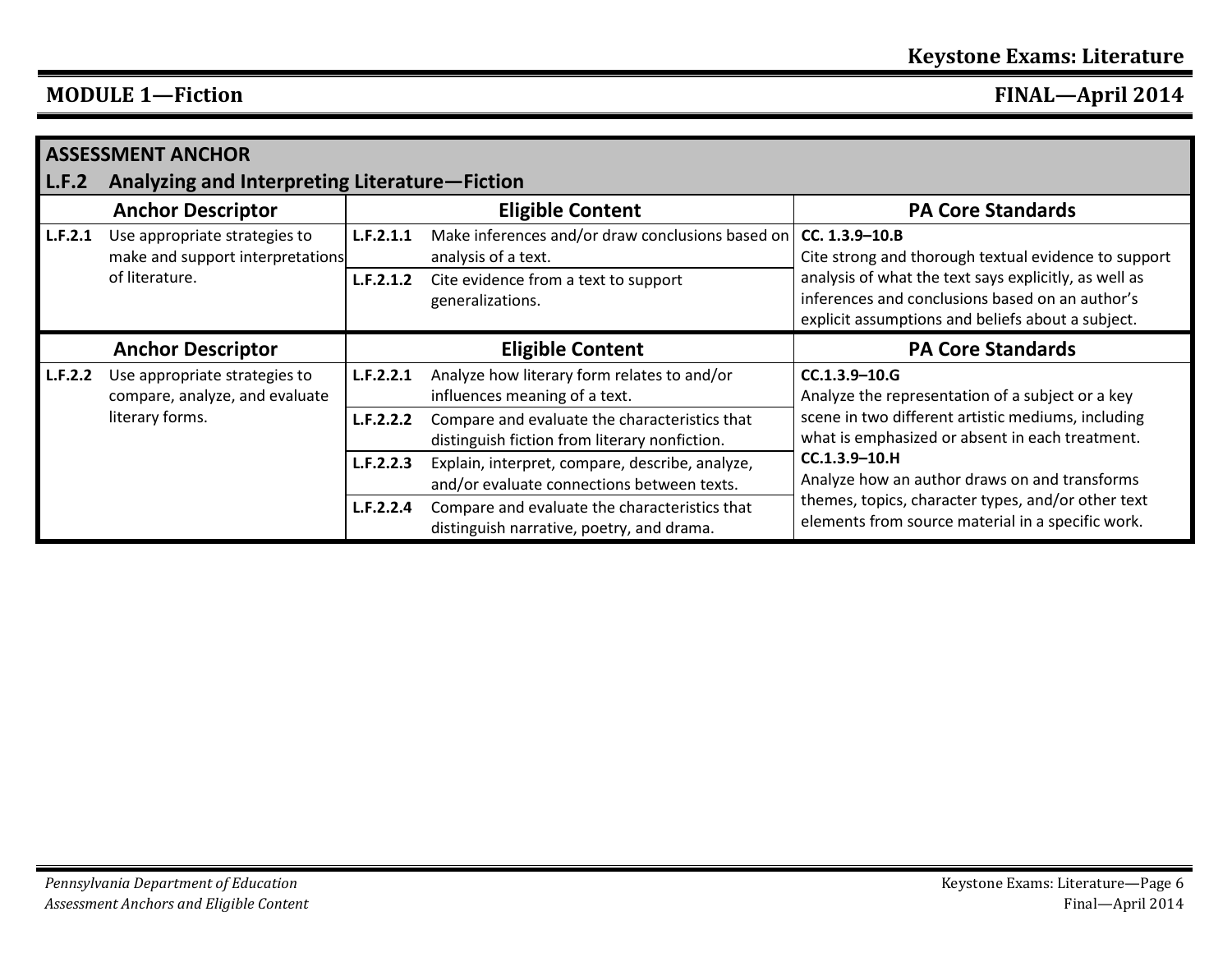## MODULE 1—Fiction

| ASSESSMENT ANCHOR | | | |
|---|---|---|---|
| **L.F.2 Analyzing and Interpreting Literature—Fiction** | | | |
| **Anchor Descriptor** | **Eligible Content** | | **PA Core Standards** |
| **L.F.2.1** Use appropriate strategies to make and support interpretations of literature. | **L.F.2.1.1** | Make inferences and/or draw conclusions based on analysis of a text. | **CC. 1.3.9–10.B** Cite strong and thorough textual evidence to support analysis of what the text says explicitly, as well as inferences and conclusions based on an author's explicit assumptions and beliefs about a subject. |
| | **L.F.2.1.2** | Cite evidence from a text to support generalizations. | |
| **Anchor Descriptor** | **Eligible Content** | | **PA Core Standards** |
| **L.F.2.2** Use appropriate strategies to compare, analyze, and evaluate literary forms. | **L.F.2.2.1** | Analyze how literary form relates to and/or influences meaning of a text. | **CC.1.3.9–10.G** Analyze the representation of a subject or a key scene in two different artistic mediums, including what is emphasized or absent in each treatment. **CC.1.3.9–10.H** Analyze how an author draws on and transforms themes, topics, character types, and/or other text elements from source material in a specific work. |
| | **L.F.2.2.2** | Compare and evaluate the characteristics that distinguish fiction from literary nonfiction. | |
| | **L.F.2.2.3** | Explain, interpret, compare, describe, analyze, and/or evaluate connections between texts. | |
| | **L.F.2.2.4** | Compare and evaluate the characteristics that distinguish narrative, poetry, and drama. | |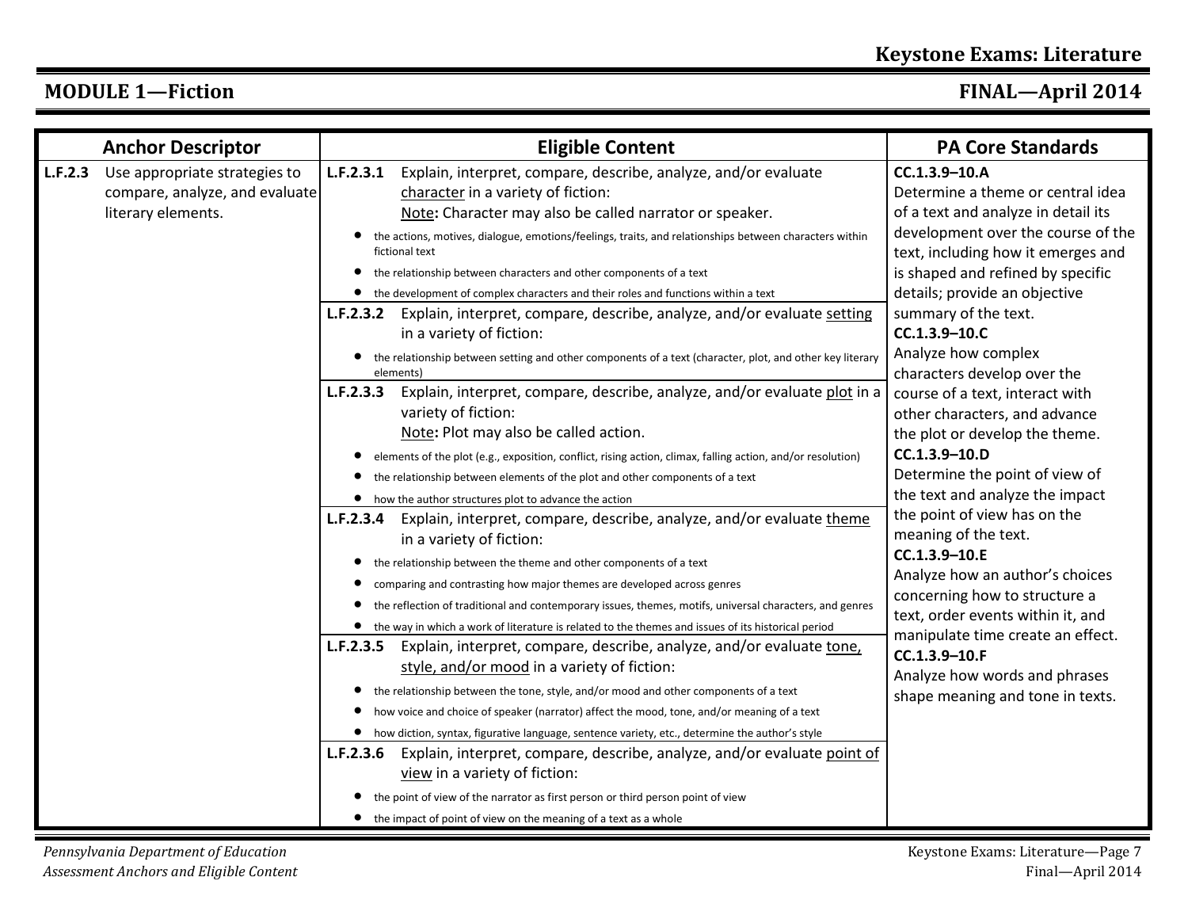## MODULE 1—Fiction

| Anchor Descriptor | Eligible Content | PA Core Standards |
|---|---|---|
| **L.F.2.3** Use appropriate strategies to compare, analyze, and evaluate literary elements. | **L.F.2.3.1** Explain, interpret, compare, describe, analyze, and/or evaluate character in a variety of fiction:<br>Note**:** Character may also be called narrator or speaker.<br>• the actions, motives, dialogue, emotions/feelings, traits, and relationships between characters within fictional text<br>• the relationship between characters and other components of a text<br>• the development of complex characters and their roles and functions within a text | **CC.1.3.9–10.A**<br>Determine a theme or central idea of a text and analyze in detail its development over the course of the text, including how it emerges and is shaped and refined by specific details; provide an objective summary of the text.<br>**CC.1.3.9–10.C**<br>Analyze how complex characters develop over the course of a text, interact with other characters, and advance the plot or develop the theme.<br>**CC.1.3.9–10.D**<br>Determine the point of view of the text and analyze the impact the point of view has on the meaning of the text.<br>**CC.1.3.9–10.E**<br>Analyze how an author's choices concerning how to structure a text, order events within it, and manipulate time create an effect.<br>**CC.1.3.9–10.F**<br>Analyze how words and phrases shape meaning and tone in texts. |
| | **L.F.2.3.2** Explain, interpret, compare, describe, analyze, and/or evaluate setting in a variety of fiction:<br>• the relationship between setting and other components of a text (character, plot, and other key literary elements) | |
| | **L.F.2.3.3** Explain, interpret, compare, describe, analyze, and/or evaluate plot in a variety of fiction:<br>Note**:** Plot may also be called action.<br>• elements of the plot (e.g., exposition, conflict, rising action, climax, falling action, and/or resolution)<br>• the relationship between elements of the plot and other components of a text<br>• how the author structures plot to advance the action | |
| | **L.F.2.3.4** Explain, interpret, compare, describe, analyze, and/or evaluate theme in a variety of fiction:<br>• the relationship between the theme and other components of a text<br>• comparing and contrasting how major themes are developed across genres<br>• the reflection of traditional and contemporary issues, themes, motifs, universal characters, and genres<br>• the way in which a work of literature is related to the themes and issues of its historical period | |
| | **L.F.2.3.5** Explain, interpret, compare, describe, analyze, and/or evaluate tone, style, and/or mood in a variety of fiction:<br>• the relationship between the tone, style, and/or mood and other components of a text<br>• how voice and choice of speaker (narrator) affect the mood, tone, and/or meaning of a text<br>• how diction, syntax, figurative language, sentence variety, etc., determine the author's style | |
| | **L.F.2.3.6** Explain, interpret, compare, describe, analyze, and/or evaluate point of view in a variety of fiction:<br>• the point of view of the narrator as first person or third person point of view<br>• the impact of point of view on the meaning of a text as a whole | |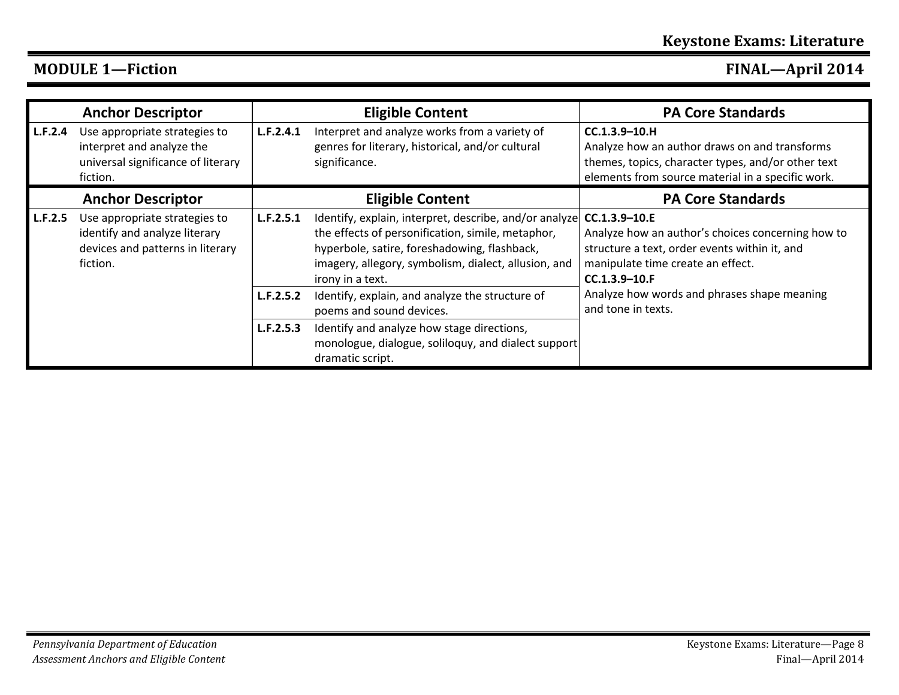**MODULE 1—Fiction**

| Anchor Descriptor | | Eligible Content | | PA Core Standards |
|---|---|---|---|---|
| **L.F.2.4** | Use appropriate strategies to interpret and analyze the universal significance of literary fiction. | **L.F.2.4.1** | Interpret and analyze works from a variety of genres for literary, historical, and/or cultural significance. | **CC.1.3.9–10.H** Analyze how an author draws on and transforms themes, topics, character types, and/or other text elements from source material in a specific work. |

| Anchor Descriptor | | Eligible Content | | PA Core Standards |
|---|---|---|---|---|
| **L.F.2.5** | Use appropriate strategies to identify and analyze literary devices and patterns in literary fiction. | **L.F.2.5.1** | Identify, explain, interpret, describe, and/or analyze the effects of personification, simile, metaphor, hyperbole, satire, foreshadowing, flashback, imagery, allegory, symbolism, dialect, allusion, and irony in a text. | **CC.1.3.9–10.E** Analyze how an author's choices concerning how to structure a text, order events within it, and manipulate time create an effect. **CC.1.3.9–10.F** Analyze how words and phrases shape meaning and tone in texts. |
| | | **L.F.2.5.2** | Identify, explain, and analyze the structure of poems and sound devices. | |
| | | **L.F.2.5.3** | Identify and analyze how stage directions, monologue, dialogue, soliloquy, and dialect support dramatic script. | |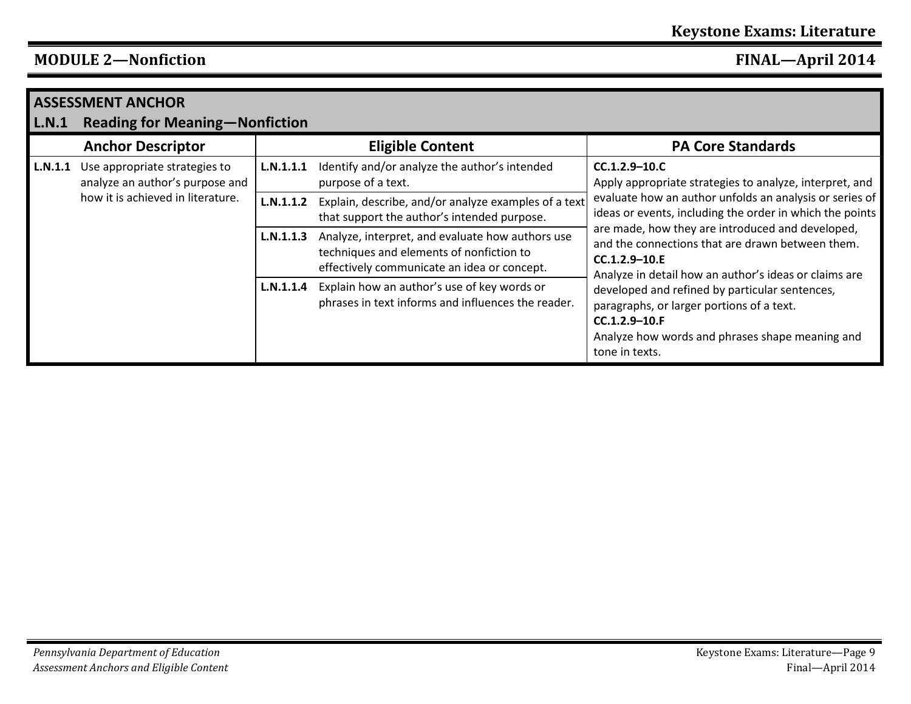## MODULE 2—Nonfiction

FINAL—April 2014

| ASSESSMENT ANCHOR<br>L.N.1 Reading for Meaning—Nonfiction | | |
|---|---|---|
| **Anchor Descriptor** | **Eligible Content** | **PA Core Standards** |
| **L.N.1.1** Use appropriate strategies to analyze an author's purpose and how it is achieved in literature. | **L.N.1.1.1** Identify and/or analyze the author's intended purpose of a text. | **CC.1.2.9–10.C**<br>Apply appropriate strategies to analyze, interpret, and evaluate how an author unfolds an analysis or series of ideas or events, including the order in which the points are made, how they are introduced and developed, and the connections that are drawn between them.<br>**CC.1.2.9–10.E**<br>Analyze in detail how an author's ideas or claims are developed and refined by particular sentences, paragraphs, or larger portions of a text.<br>**CC.1.2.9–10.F**<br>Analyze how words and phrases shape meaning and tone in texts. |
| | **L.N.1.1.2** Explain, describe, and/or analyze examples of a text that support the author's intended purpose. | |
| | **L.N.1.1.3** Analyze, interpret, and evaluate how authors use techniques and elements of nonfiction to effectively communicate an idea or concept. | |
| | **L.N.1.1.4** Explain how an author's use of key words or phrases in text informs and influences the reader. | |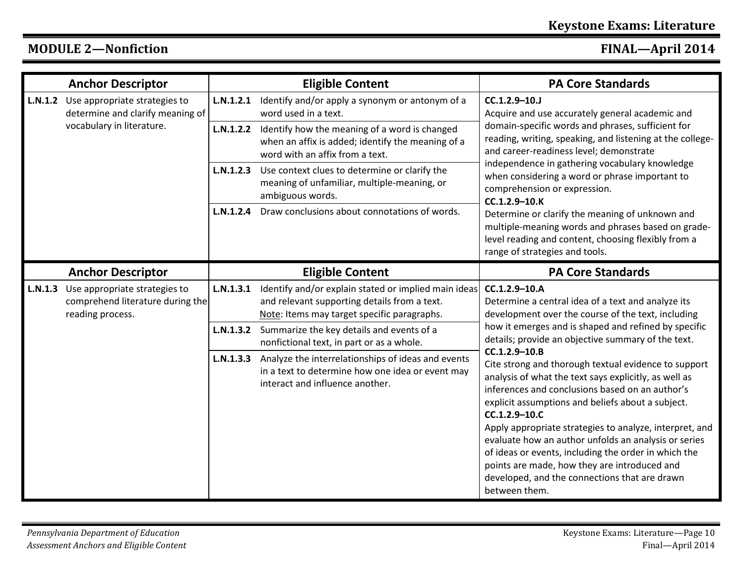## MODULE 2—Nonfiction

| Anchor Descriptor | Eligible Content | PA Core Standards |
|---|---|---|
| **L.N.1.2** Use appropriate strategies to determine and clarify meaning of vocabulary in literature. | **L.N.1.2.1** Identify and/or apply a synonym or antonym of a word used in a text. | **CC.1.2.9–10.J** Acquire and use accurately general academic and domain-specific words and phrases, sufficient for reading, writing, speaking, and listening at the college- and career-readiness level; demonstrate independence in gathering vocabulary knowledge when considering a word or phrase important to comprehension or expression. |
| | **L.N.1.2.2** Identify how the meaning of a word is changed when an affix is added; identify the meaning of a word with an affix from a text. | **CC.1.2.9–10.K** Determine or clarify the meaning of unknown and multiple-meaning words and phrases based on grade-level reading and content, choosing flexibly from a range of strategies and tools. |
| | **L.N.1.2.3** Use context clues to determine or clarify the meaning of unfamiliar, multiple-meaning, or ambiguous words. | |
| | **L.N.1.2.4** Draw conclusions about connotations of words. | |

| Anchor Descriptor | Eligible Content | PA Core Standards |
|---|---|---|
| **L.N.1.3** Use appropriate strategies to comprehend literature during the reading process. | **L.N.1.3.1** Identify and/or explain stated or implied main ideas and relevant supporting details from a text. Note: Items may target specific paragraphs. | **CC.1.2.9–10.A** Determine a central idea of a text and analyze its development over the course of the text, including how it emerges and is shaped and refined by specific details; provide an objective summary of the text. |
| | **L.N.1.3.2** Summarize the key details and events of a nonfictional text, in part or as a whole. | **CC.1.2.9–10.B** Cite strong and thorough textual evidence to support analysis of what the text says explicitly, as well as inferences and conclusions based on an author's explicit assumptions and beliefs about a subject. |
| | **L.N.1.3.3** Analyze the interrelationships of ideas and events in a text to determine how one idea or event may interact and influence another. | **CC.1.2.9–10.C** Apply appropriate strategies to analyze, interpret, and evaluate how an author unfolds an analysis or series of ideas or events, including the order in which the points are made, how they are introduced and developed, and the connections that are drawn between them. |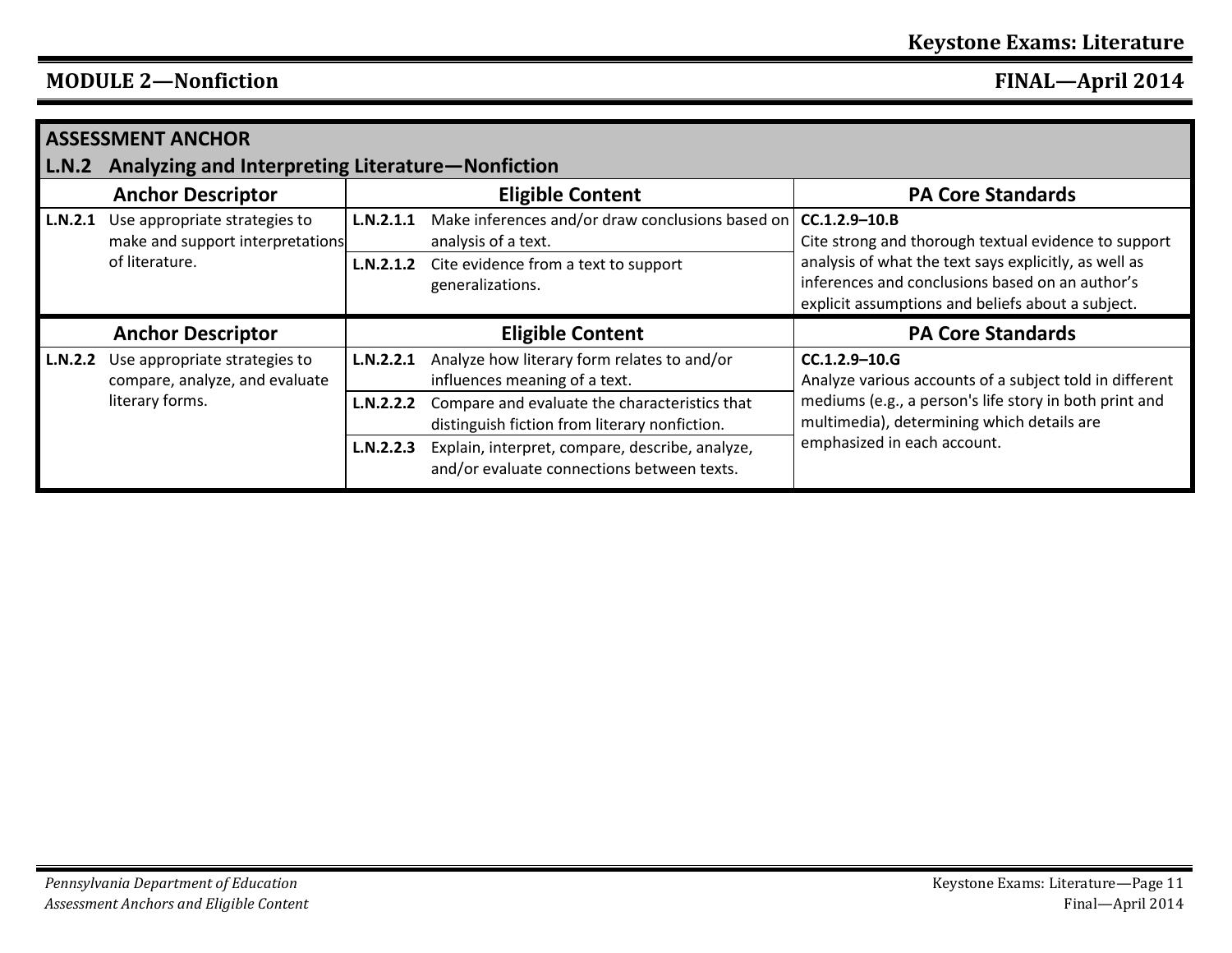## MODULE 2—Nonfiction

## ASSESSMENT ANCHOR

### L.N.2 Analyzing and Interpreting Literature—Nonfiction

| Anchor Descriptor | Eligible Content | PA Core Standards |
|---|---|---|
| **L.N.2.1** Use appropriate strategies to make and support interpretations of literature. | **L.N.2.1.1** Make inferences and/or draw conclusions based on analysis of a text. | **CC.1.2.9–10.B** Cite strong and thorough textual evidence to support analysis of what the text says explicitly, as well as inferences and conclusions based on an author's explicit assumptions and beliefs about a subject. |
| | **L.N.2.1.2** Cite evidence from a text to support generalizations. | |

| Anchor Descriptor | Eligible Content | PA Core Standards |
|---|---|---|
| **L.N.2.2** Use appropriate strategies to compare, analyze, and evaluate literary forms. | **L.N.2.2.1** Analyze how literary form relates to and/or influences meaning of a text. | **CC.1.2.9–10.G** Analyze various accounts of a subject told in different mediums (e.g., a person's life story in both print and multimedia), determining which details are emphasized in each account. |
| | **L.N.2.2.2** Compare and evaluate the characteristics that distinguish fiction from literary nonfiction. | |
| | **L.N.2.2.3** Explain, interpret, compare, describe, analyze, and/or evaluate connections between texts. | |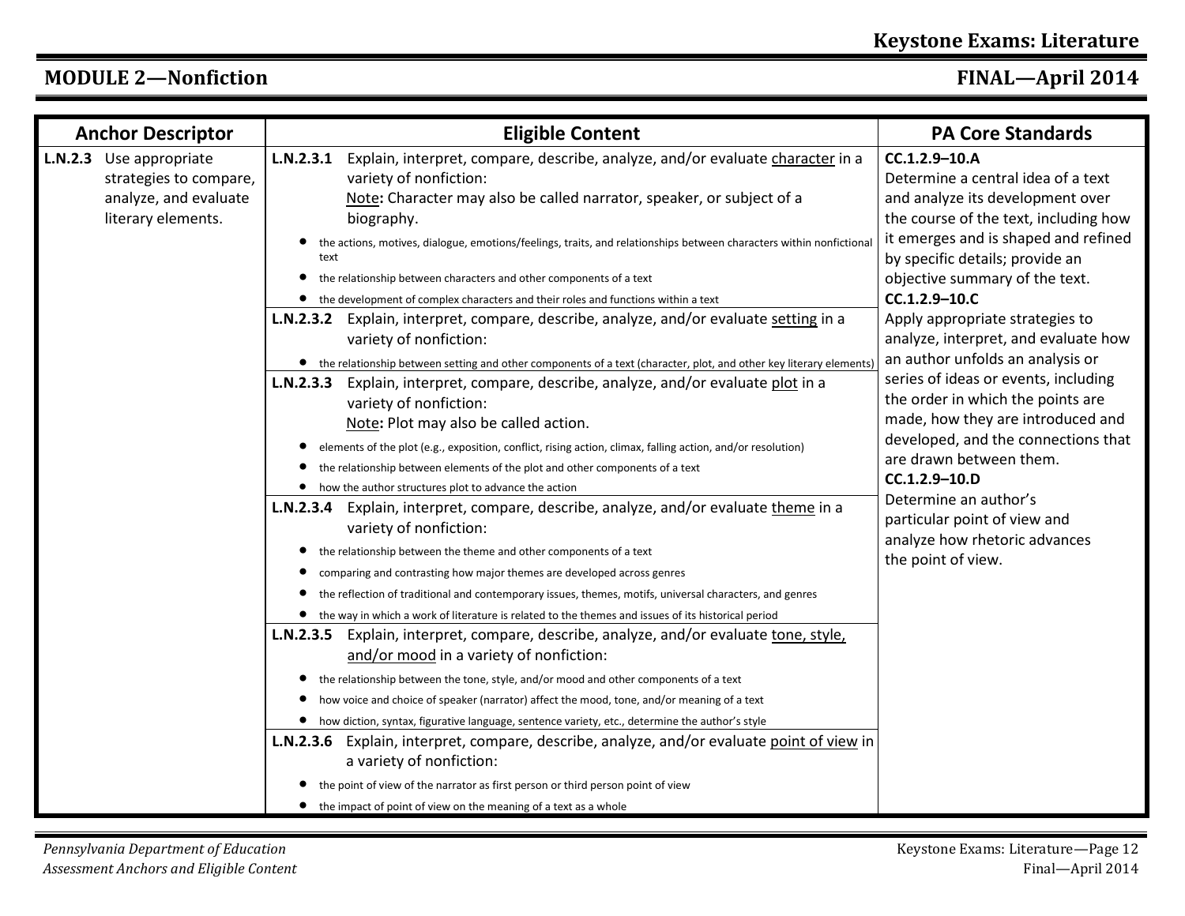## MODULE 2—Nonfiction

| Anchor Descriptor | Eligible Content | PA Core Standards |
|---|---|---|
| **L.N.2.3** Use appropriate strategies to compare, analyze, and evaluate literary elements. | **L.N.2.3.1** Explain, interpret, compare, describe, analyze, and/or evaluate character in a variety of nonfiction:<br>Note**:** Character may also be called narrator, speaker, or subject of a biography.<br>• the actions, motives, dialogue, emotions/feelings, traits, and relationships between characters within nonfictional text<br>• the relationship between characters and other components of a text<br>• the development of complex characters and their roles and functions within a text | **CC.1.2.9–10.A**<br>Determine a central idea of a text and analyze its development over the course of the text, including how it emerges and is shaped and refined by specific details; provide an objective summary of the text.<br>**CC.1.2.9–10.C**<br>Apply appropriate strategies to analyze, interpret, and evaluate how an author unfolds an analysis or series of ideas or events, including the order in which the points are made, how they are introduced and developed, and the connections that are drawn between them.<br>**CC.1.2.9–10.D**<br>Determine an author's particular point of view and analyze how rhetoric advances the point of view. |
| | **L.N.2.3.2** Explain, interpret, compare, describe, analyze, and/or evaluate setting in a variety of nonfiction:<br>• the relationship between setting and other components of a text (character, plot, and other key literary elements) | |
| | **L.N.2.3.3** Explain, interpret, compare, describe, analyze, and/or evaluate plot in a variety of nonfiction:<br>Note**:** Plot may also be called action.<br>• elements of the plot (e.g., exposition, conflict, rising action, climax, falling action, and/or resolution)<br>• the relationship between elements of the plot and other components of a text<br>• how the author structures plot to advance the action | |
| | **L.N.2.3.4** Explain, interpret, compare, describe, analyze, and/or evaluate theme in a variety of nonfiction:<br>• the relationship between the theme and other components of a text<br>• comparing and contrasting how major themes are developed across genres<br>• the reflection of traditional and contemporary issues, themes, motifs, universal characters, and genres<br>• the way in which a work of literature is related to the themes and issues of its historical period | |
| | **L.N.2.3.5** Explain, interpret, compare, describe, analyze, and/or evaluate tone, style, and/or mood in a variety of nonfiction:<br>• the relationship between the tone, style, and/or mood and other components of a text<br>• how voice and choice of speaker (narrator) affect the mood, tone, and/or meaning of a text<br>• how diction, syntax, figurative language, sentence variety, etc., determine the author's style | |
| | **L.N.2.3.6** Explain, interpret, compare, describe, analyze, and/or evaluate point of view in a variety of nonfiction:<br>• the point of view of the narrator as first person or third person point of view<br>• the impact of point of view on the meaning of a text as a whole | |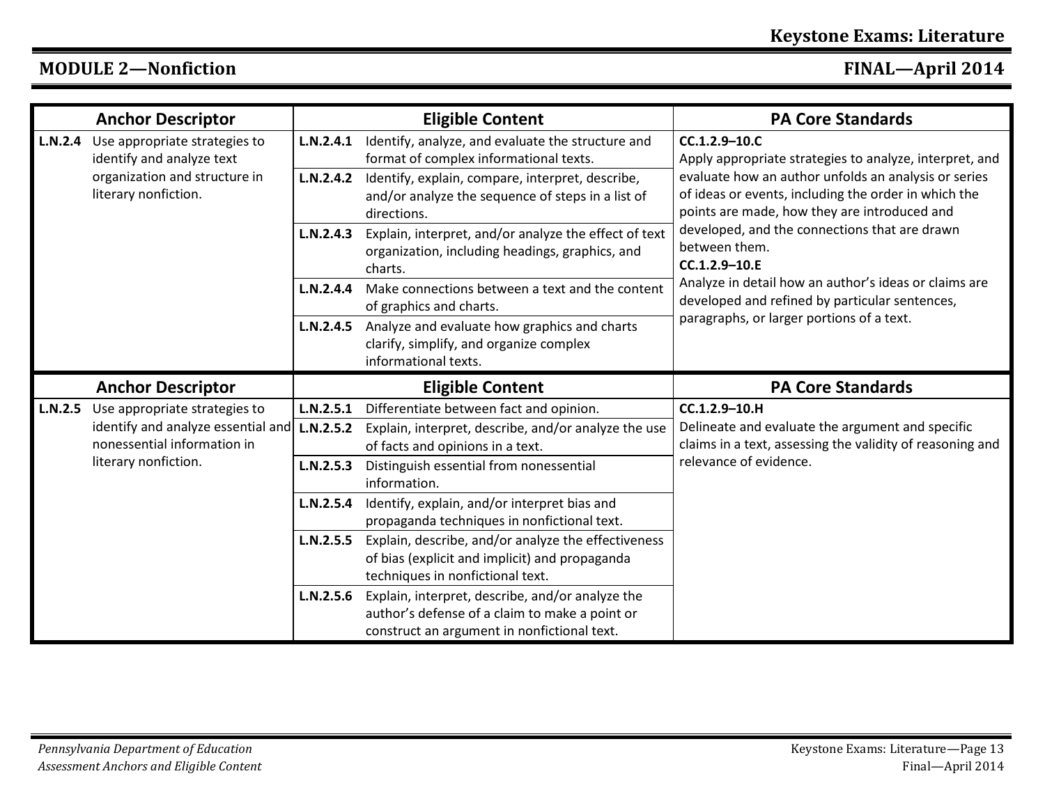## MODULE 2—Nonfiction

| Anchor Descriptor | Eligible Content | PA Core Standards |
|---|---|---|
| **L.N.2.4** Use appropriate strategies to identify and analyze text organization and structure in literary nonfiction. | **L.N.2.4.1** Identify, analyze, and evaluate the structure and format of complex informational texts. | **CC.1.2.9–10.C** Apply appropriate strategies to analyze, interpret, and evaluate how an author unfolds an analysis or series of ideas or events, including the order in which the points are made, how they are introduced and developed, and the connections that are drawn between them. |
| | **L.N.2.4.2** Identify, explain, compare, interpret, describe, and/or analyze the sequence of steps in a list of directions. | **CC.1.2.9–10.E** Analyze in detail how an author's ideas or claims are developed and refined by particular sentences, paragraphs, or larger portions of a text. |
| | **L.N.2.4.3** Explain, interpret, and/or analyze the effect of text organization, including headings, graphics, and charts. | |
| | **L.N.2.4.4** Make connections between a text and the content of graphics and charts. | |
| | **L.N.2.4.5** Analyze and evaluate how graphics and charts clarify, simplify, and organize complex informational texts. | |

| Anchor Descriptor | Eligible Content | PA Core Standards |
|---|---|---|
| **L.N.2.5** Use appropriate strategies to identify and analyze essential and nonessential information in literary nonfiction. | **L.N.2.5.1** Differentiate between fact and opinion. | **CC.1.2.9–10.H** Delineate and evaluate the argument and specific claims in a text, assessing the validity of reasoning and relevance of evidence. |
| | **L.N.2.5.2** Explain, interpret, describe, and/or analyze the use of facts and opinions in a text. | |
| | **L.N.2.5.3** Distinguish essential from nonessential information. | |
| | **L.N.2.5.4** Identify, explain, and/or interpret bias and propaganda techniques in nonfictional text. | |
| | **L.N.2.5.5** Explain, describe, and/or analyze the effectiveness of bias (explicit and implicit) and propaganda techniques in nonfictional text. | |
| | **L.N.2.5.6** Explain, interpret, describe, and/or analyze the author's defense of a claim to make a point or construct an argument in nonfictional text. | |